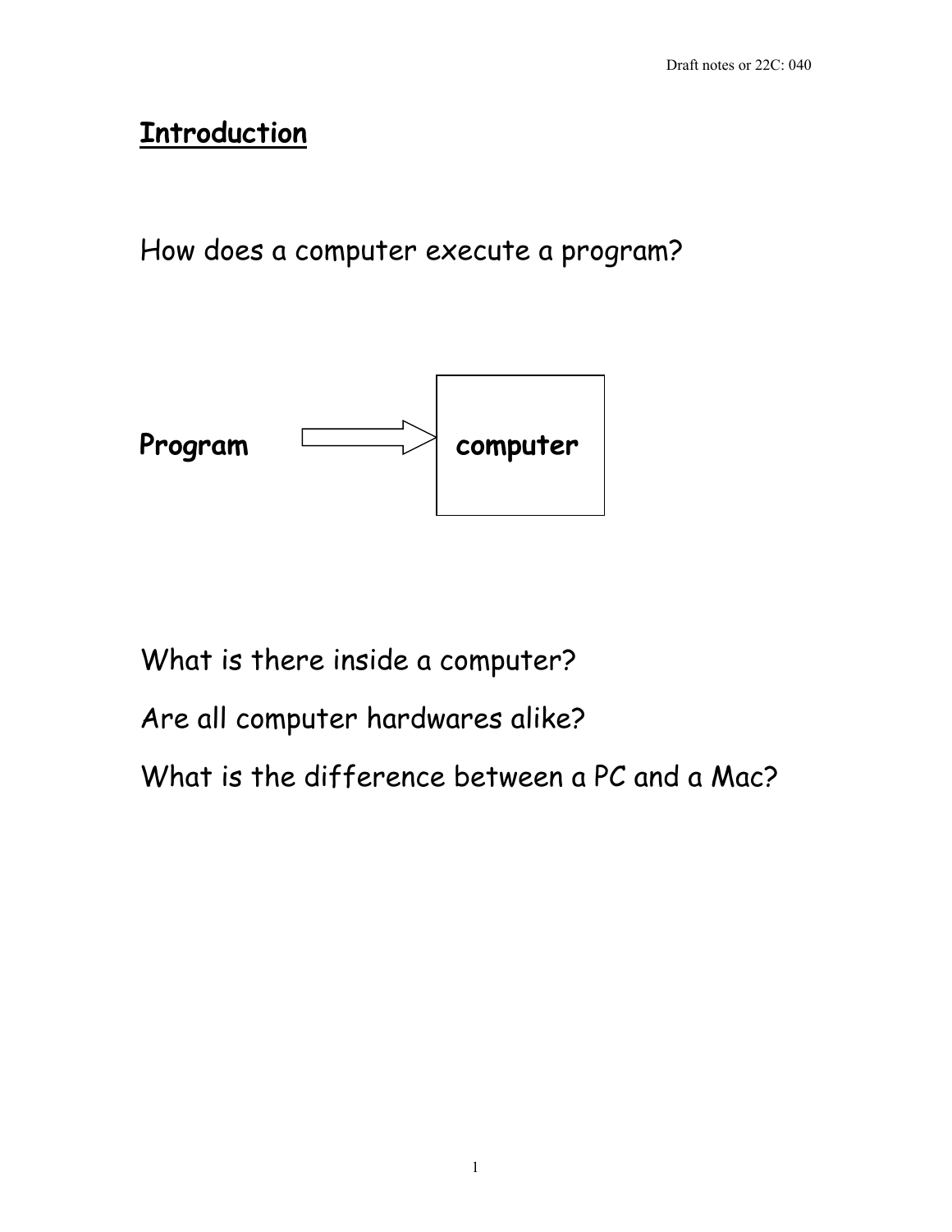# Introduction

How does a computer execute a program?

**Program** ⟹ **computer**

What is there inside a computer?

Are all computer hardwares alike?

What is the difference between a PC and a Mac?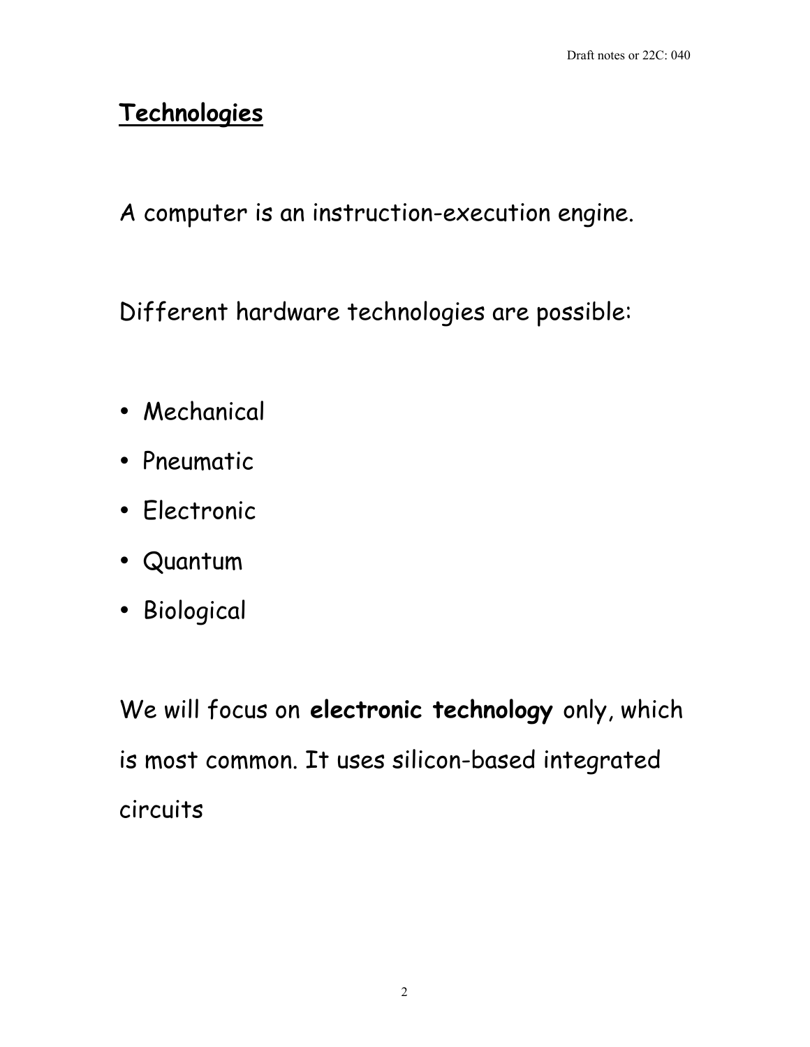## Technologies

A computer is an instruction-execution engine.

Different hardware technologies are possible:

- Mechanical
- Pneumatic
- Electronic
- Quantum
- Biological

We will focus on **electronic technology** only, which is most common. It uses silicon-based integrated circuits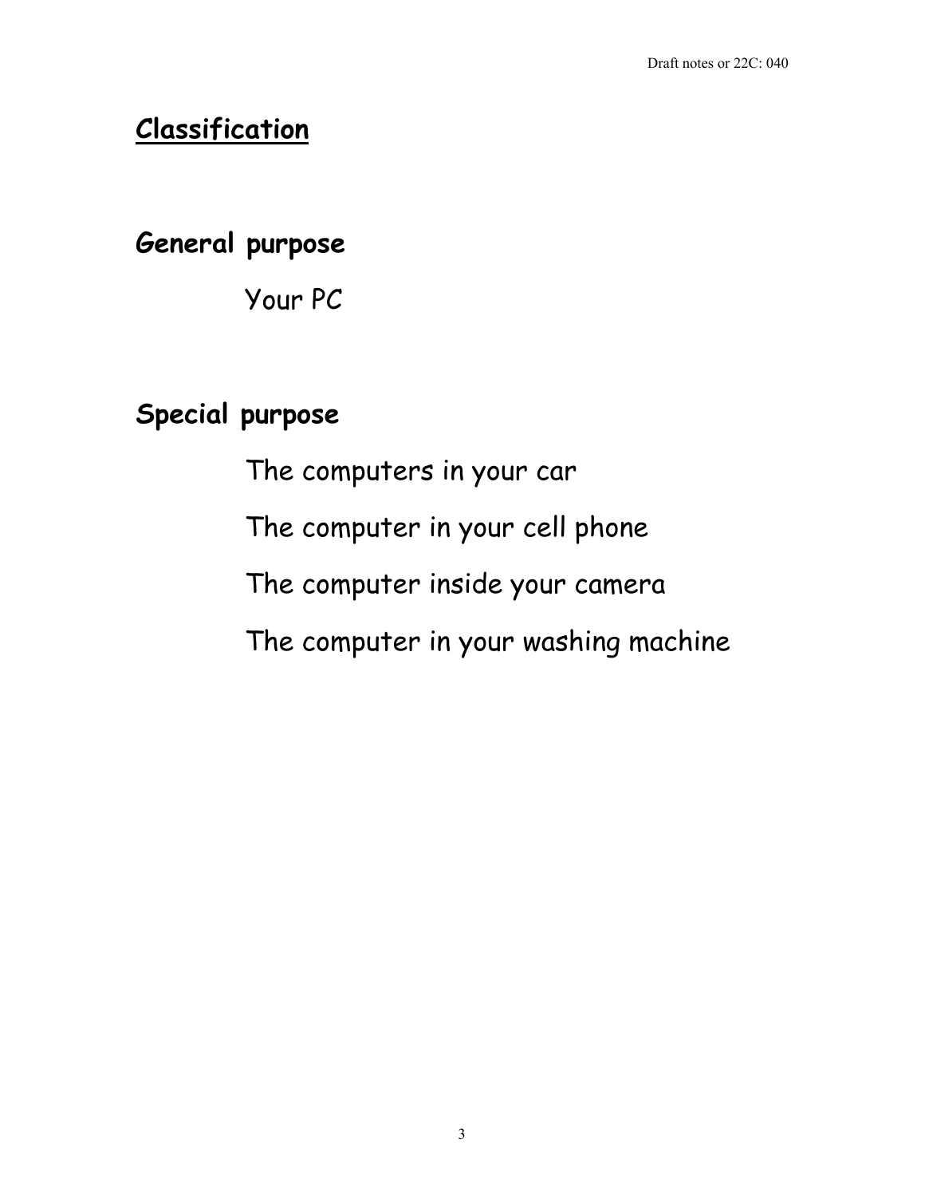## Classification

**General purpose**

Your PC

**Special purpose**

The computers in your car

The computer in your cell phone

The computer inside your camera

The computer in your washing machine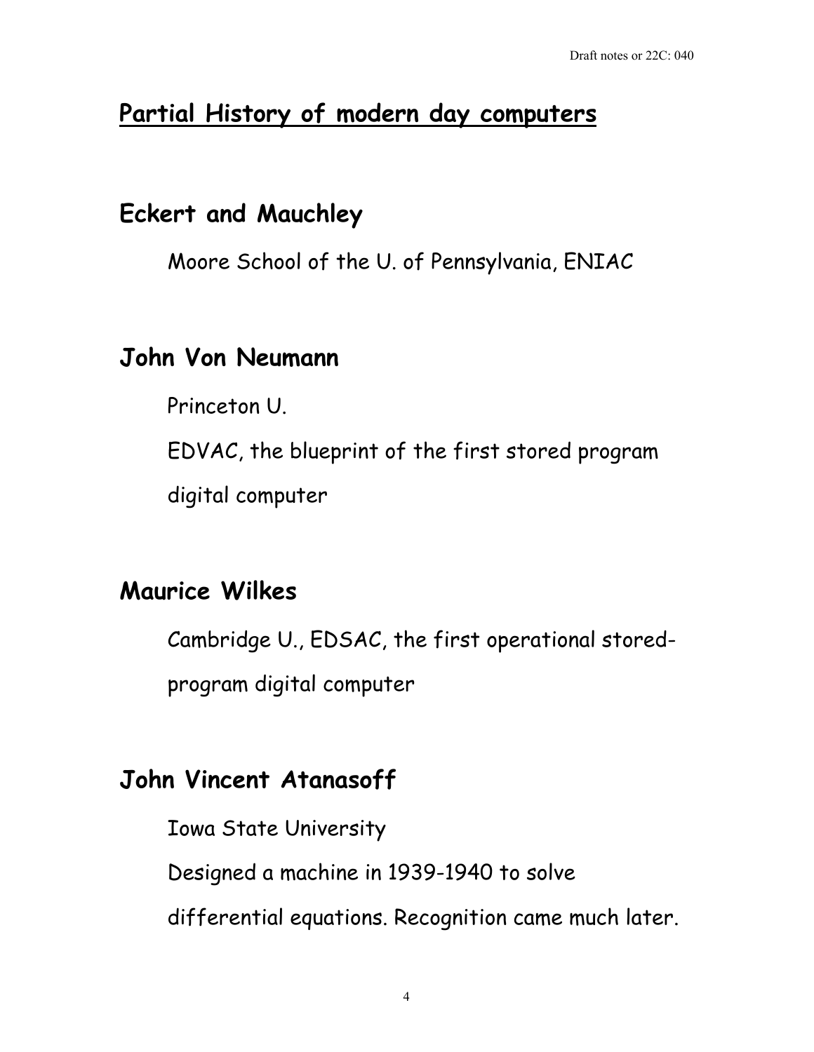## Partial History of modern day computers

### Eckert and Mauchley

Moore School of the U. of Pennsylvania, ENIAC

### John Von Neumann

Princeton U.

EDVAC, the blueprint of the first stored program digital computer

### Maurice Wilkes

Cambridge U., EDSAC, the first operational stored-program digital computer

### John Vincent Atanasoff

Iowa State University

Designed a machine in 1939-1940 to solve differential equations. Recognition came much later.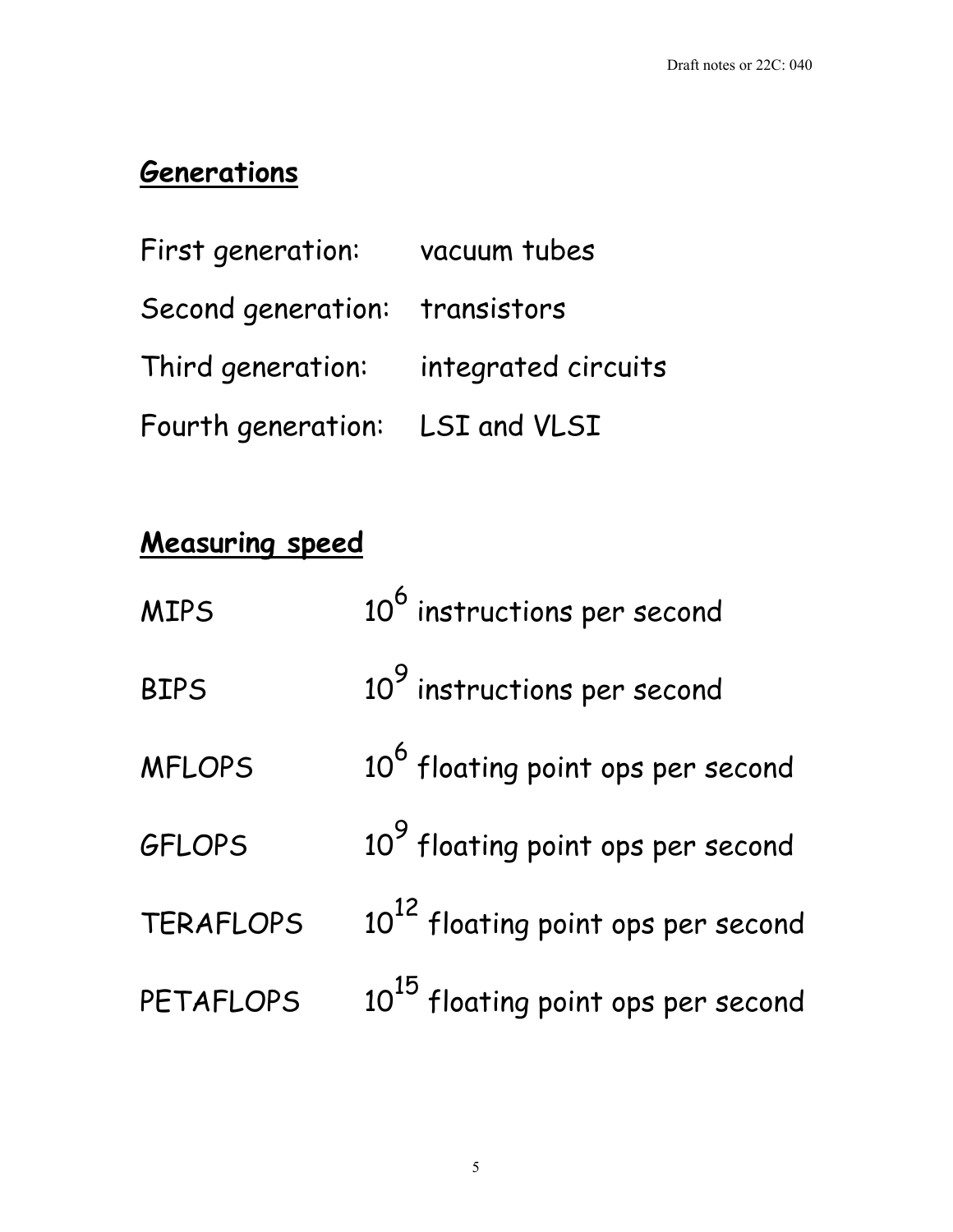## Generations

| | |
|---|---|
| First generation: | vacuum tubes |
| Second generation: | transistors |
| Third generation: | integrated circuits |
| Fourth generation: | LSI and VLSI |

## Measuring speed

| | |
|---|---|
| MIPS | $10^6$ instructions per second |
| BIPS | $10^9$ instructions per second |
| MFLOPS | $10^6$ floating point ops per second |
| GFLOPS | $10^9$ floating point ops per second |
| TERAFLOPS | $10^{12}$ floating point ops per second |
| PETAFLOPS | $10^{15}$ floating point ops per second |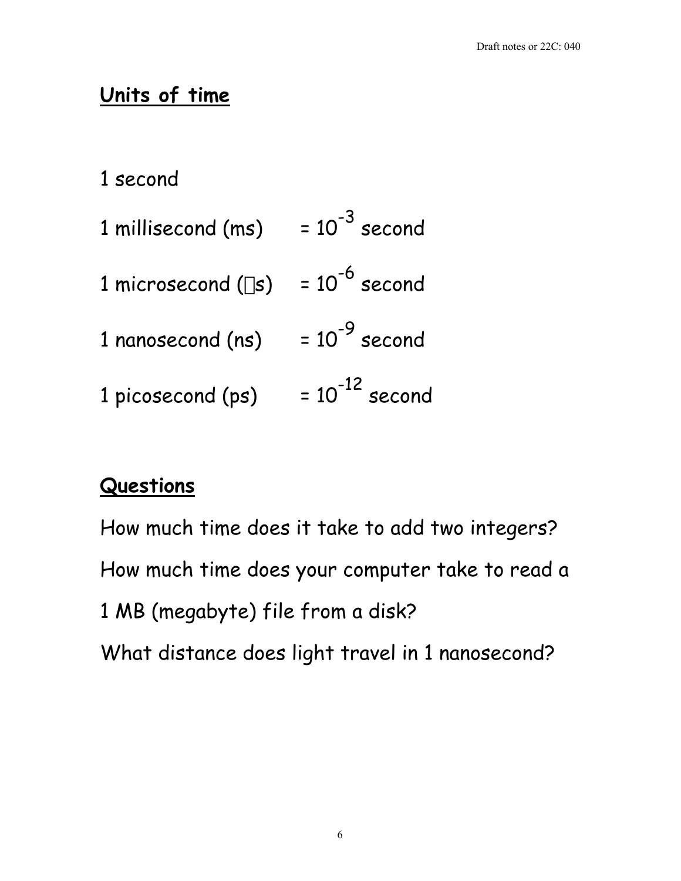## Units of time

1 second

1 millisecond (ms) = $10^{-3}$ second

1 microsecond (μs) = $10^{-6}$ second

1 nanosecond (ns) = $10^{-9}$ second

1 picosecond (ps) = $10^{-12}$ second

## Questions

How much time does it take to add two integers?

How much time does your computer take to read a 1 MB (megabyte) file from a disk?

What distance does light travel in 1 nanosecond?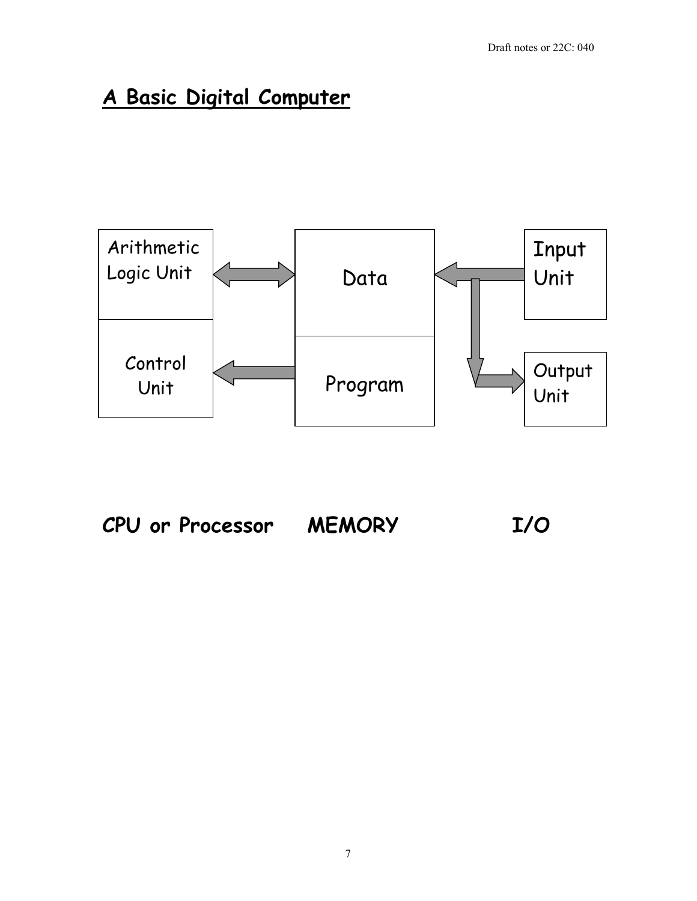## A Basic Digital Computer

Arithmetic Logic Unit

Control Unit

Data

Program

Input Unit

Output Unit

**CPU or Processor** **MEMORY** **I/O**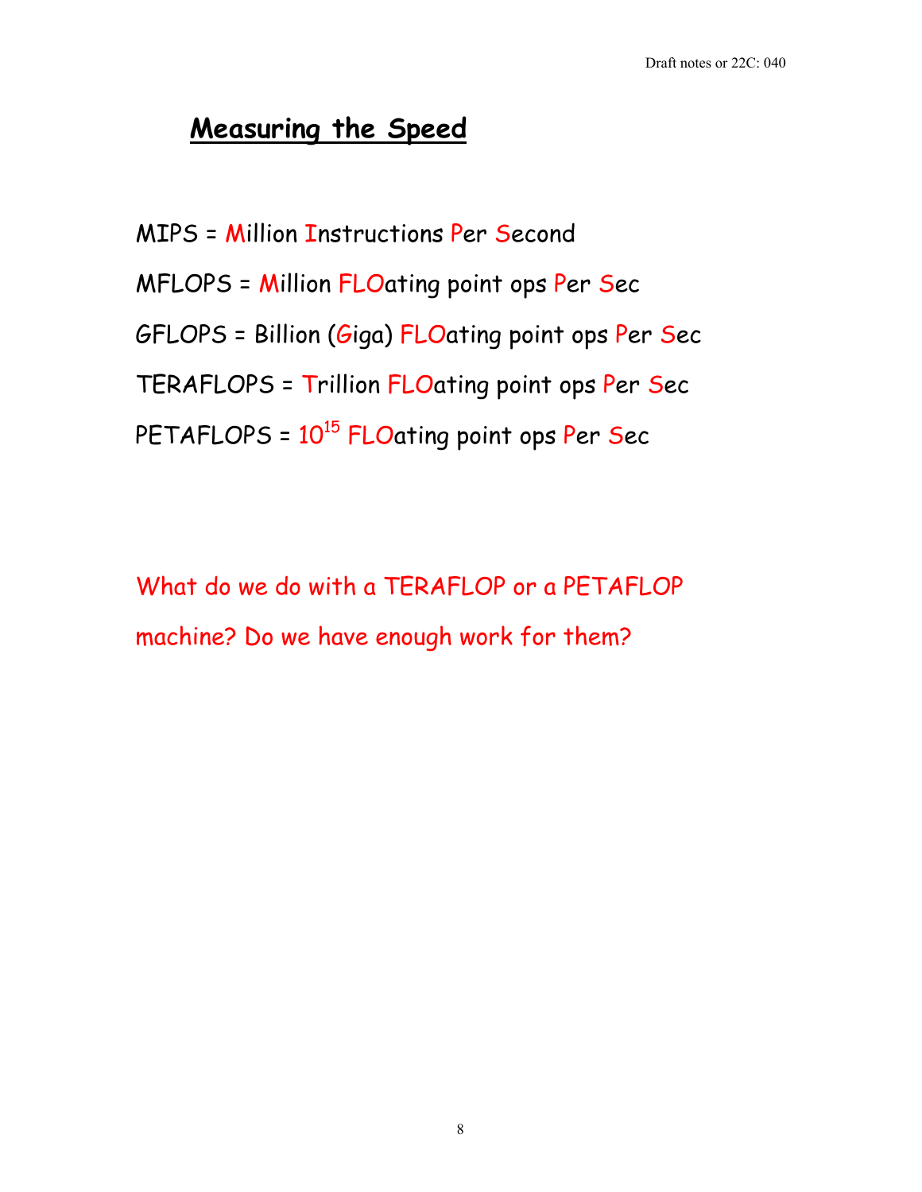## Measuring the Speed

MIPS = Million Instructions Per Second

MFLOPS = Million FLOating point ops Per Sec

GFLOPS = Billion (Giga) FLOating point ops Per Sec

TERAFLOPS = Trillion FLOating point ops Per Sec

PETAFLOPS = $10^{15}$ FLOating point ops Per Sec

What do we do with a TERAFLOP or a PETAFLOP machine? Do we have enough work for them?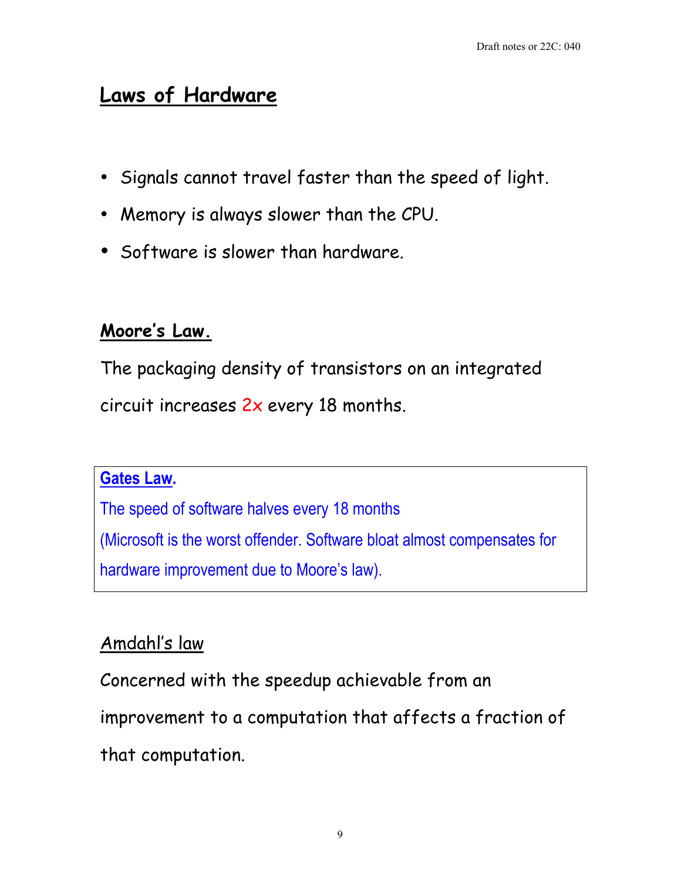## Laws of Hardware

- Signals cannot travel faster than the speed of light.
- Memory is always slower than the CPU.
- Software is slower than hardware.

### Moore's Law.

The packaging density of transistors on an integrated circuit increases 2x every 18 months.

### Gates Law.

The speed of software halves every 18 months

(Microsoft is the worst offender. Software bloat almost compensates for hardware improvement due to Moore's law).

### Amdahl's law

Concerned with the speedup achievable from an improvement to a computation that affects a fraction of that computation.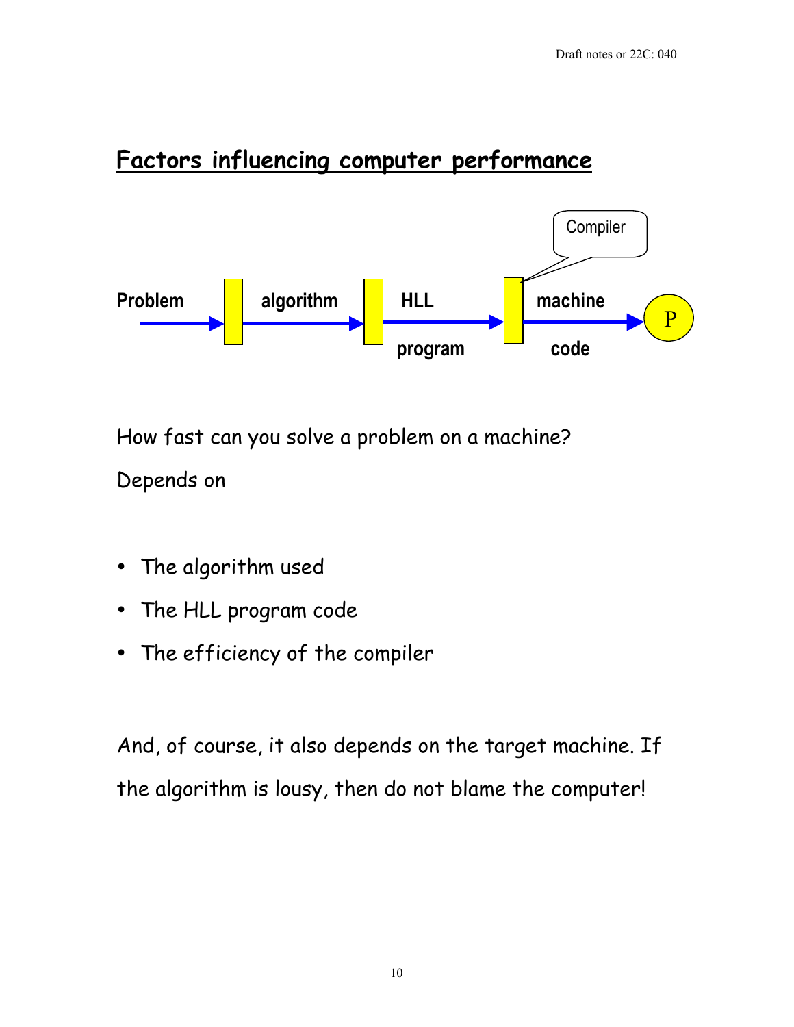## Factors influencing computer performance

Problem
algorithm
HLL
program
Compiler
machine
code
P

How fast can you solve a problem on a machine?

Depends on

- The algorithm used
- The HLL program code
- The efficiency of the compiler

And, of course, it also depends on the target machine. If the algorithm is lousy, then do not blame the computer!